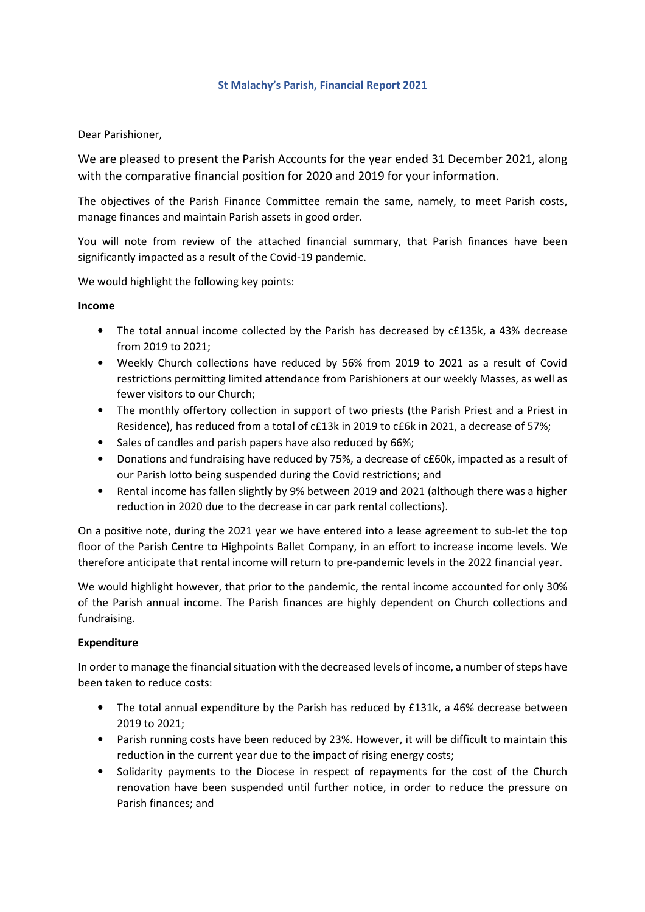# St Malachy's Parish, Financial Report 2021

Dear Parishioner,

We are pleased to present the Parish Accounts for the year ended 31 December 2021, along with the comparative financial position for 2020 and 2019 for your information.

The objectives of the Parish Finance Committee remain the same, namely, to meet Parish costs, manage finances and maintain Parish assets in good order.

You will note from review of the attached financial summary, that Parish finances have been significantly impacted as a result of the Covid-19 pandemic.

We would highlight the following key points:

**Income**

- The total annual income collected by the Parish has decreased by c£135k, a 43% decrease from 2019 to 2021;
- Weekly Church collections have reduced by 56% from 2019 to 2021 as a result of Covid restrictions permitting limited attendance from Parishioners at our weekly Masses, as well as fewer visitors to our Church;
- The monthly offertory collection in support of two priests (the Parish Priest and a Priest in Residence), has reduced from a total of c£13k in 2019 to c£6k in 2021, a decrease of 57%;
- Sales of candles and parish papers have also reduced by 66%;
- Donations and fundraising have reduced by 75%, a decrease of c£60k, impacted as a result of our Parish lotto being suspended during the Covid restrictions; and
- Rental income has fallen slightly by 9% between 2019 and 2021 (although there was a higher reduction in 2020 due to the decrease in car park rental collections).

On a positive note, during the 2021 year we have entered into a lease agreement to sub-let the top floor of the Parish Centre to Highpoints Ballet Company, in an effort to increase income levels. We therefore anticipate that rental income will return to pre-pandemic levels in the 2022 financial year.

We would highlight however, that prior to the pandemic, the rental income accounted for only 30% of the Parish annual income. The Parish finances are highly dependent on Church collections and fundraising.

**Expenditure**

In order to manage the financial situation with the decreased levels of income, a number of steps have been taken to reduce costs:

- The total annual expenditure by the Parish has reduced by £131k, a 46% decrease between 2019 to 2021;
- Parish running costs have been reduced by 23%. However, it will be difficult to maintain this reduction in the current year due to the impact of rising energy costs;
- Solidarity payments to the Diocese in respect of repayments for the cost of the Church renovation have been suspended until further notice, in order to reduce the pressure on Parish finances; and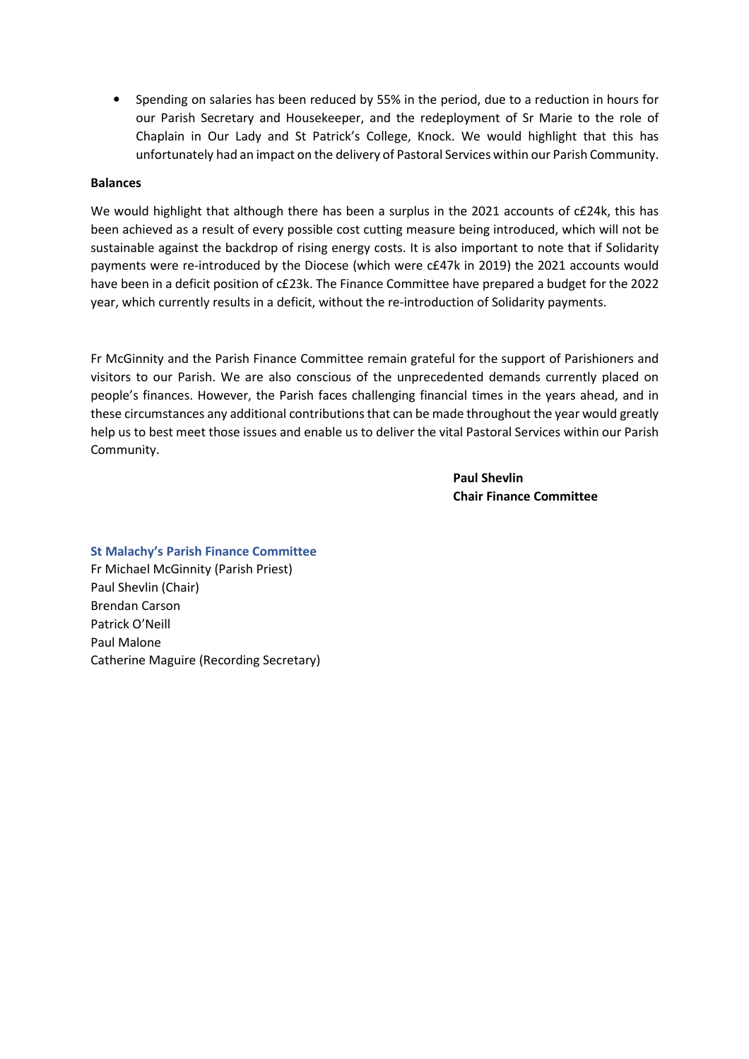- Spending on salaries has been reduced by 55% in the period, due to a reduction in hours for our Parish Secretary and Housekeeper, and the redeployment of Sr Marie to the role of Chaplain in Our Lady and St Patrick's College, Knock. We would highlight that this has unfortunately had an impact on the delivery of Pastoral Services within our Parish Community.

**Balances**

We would highlight that although there has been a surplus in the 2021 accounts of c£24k, this has been achieved as a result of every possible cost cutting measure being introduced, which will not be sustainable against the backdrop of rising energy costs. It is also important to note that if Solidarity payments were re-introduced by the Diocese (which were c£47k in 2019) the 2021 accounts would have been in a deficit position of c£23k. The Finance Committee have prepared a budget for the 2022 year, which currently results in a deficit, without the re-introduction of Solidarity payments.

Fr McGinnity and the Parish Finance Committee remain grateful for the support of Parishioners and visitors to our Parish. We are also conscious of the unprecedented demands currently placed on people's finances. However, the Parish faces challenging financial times in the years ahead, and in these circumstances any additional contributions that can be made throughout the year would greatly help us to best meet those issues and enable us to deliver the vital Pastoral Services within our Parish Community.

**Paul Shevlin**
**Chair Finance Committee**

**St Malachy's Parish Finance Committee**
Fr Michael McGinnity (Parish Priest)
Paul Shevlin (Chair)
Brendan Carson
Patrick O'Neill
Paul Malone
Catherine Maguire (Recording Secretary)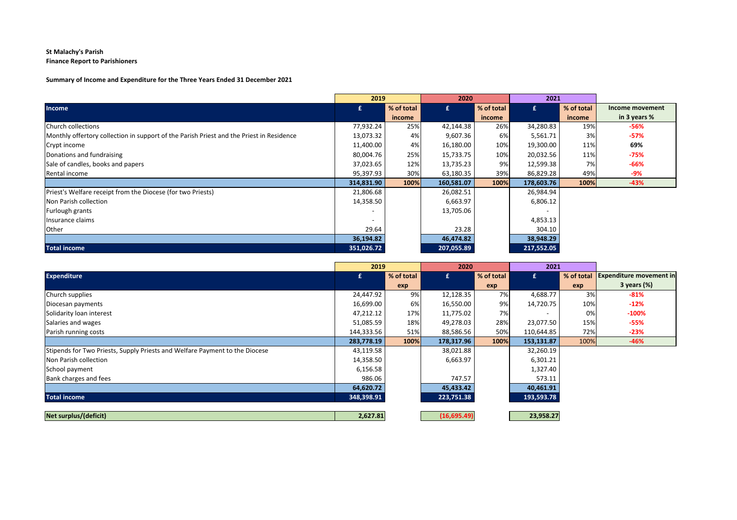**St Malachy's Parish**
**Finance Report to Parishioners**

**Summary of Income and Expenditure for the Three Years Ended 31 December 2021**

| | 2019 | | 2020 | | 2021 | | |
|---|---|---|---|---|---|---|---|
| **Income** | **£** | **% of total income** | **£** | **% of total income** | **£** | **% of total income** | **Income movement in 3 years %** |
| Church collections | 77,932.24 | 25% | 42,144.38 | 26% | 34,280.83 | 19% | -56% |
| Monthly offertory collection in support of the Parish Priest and the Priest in Residence | 13,073.32 | 4% | 9,607.36 | 6% | 5,561.71 | 3% | -57% |
| Crypt income | 11,400.00 | 4% | 16,180.00 | 10% | 19,300.00 | 11% | 69% |
| Donations and fundraising | 80,004.76 | 25% | 15,733.75 | 10% | 20,032.56 | 11% | -75% |
| Sale of candles, books and papers | 37,023.65 | 12% | 13,735.23 | 9% | 12,599.38 | 7% | -66% |
| Rental income | 95,397.93 | 30% | 63,180.35 | 39% | 86,829.28 | 49% | -9% |
| | **314,831.90** | **100%** | **160,581.07** | **100%** | **178,603.76** | **100%** | **-43%** |
| Priest's Welfare receipt from the Diocese (for two Priests) | 21,806.68 | | 26,082.51 | | 26,984.94 | | |
| Non Parish collection | 14,358.50 | | 6,663.97 | | 6,806.12 | | |
| Furlough grants | - | | 13,705.06 | | - | | |
| Insurance claims | - | | | | 4,853.13 | | |
| Other | 29.64 | | 23.28 | | 304.10 | | |
| | **36,194.82** | | **46,474.82** | | **38,948.29** | | |
| **Total income** | **351,026.72** | | **207,055.89** | | **217,552.05** | | |

| | 2019 | | 2020 | | 2021 | | |
|---|---|---|---|---|---|---|---|
| **Expenditure** | **£** | **% of total exp** | **£** | **% of total exp** | **£** | **% of total exp** | **Expenditure movement in 3 years (%)** |
| Church supplies | 24,447.92 | 9% | 12,128.35 | 7% | 4,688.77 | 3% | -81% |
| Diocesan payments | 16,699.00 | 6% | 16,550.00 | 9% | 14,720.75 | 10% | -12% |
| Solidarity loan interest | 47,212.12 | 17% | 11,775.02 | 7% | - | 0% | -100% |
| Salaries and wages | 51,085.59 | 18% | 49,278.03 | 28% | 23,077.50 | 15% | -55% |
| Parish running costs | 144,333.56 | 51% | 88,586.56 | 50% | 110,644.85 | 72% | -23% |
| | **283,778.19** | **100%** | **178,317.96** | **100%** | **153,131.87** | 100% | **-46%** |
| Stipends for Two Priests, Supply Priests and Welfare Payment to the Diocese | 43,119.58 | | 38,021.88 | | 32,260.19 | | |
| Non Parish collection | 14,358.50 | | 6,663.97 | | 6,301.21 | | |
| School payment | 6,156.58 | | | | 1,327.40 | | |
| Bank charges and fees | 986.06 | | 747.57 | | 573.11 | | |
| | **64,620.72** | | **45,433.42** | | **40,461.91** | | |
| **Total income** | **348,398.91** | | **223,751.38** | | **193,593.78** | | |

| | 2019 | 2020 | 2021 |
|---|---|---|---|
| **Net surplus/(deficit)** | **2,627.81** | **(16,695.49)** | **23,958.27** |